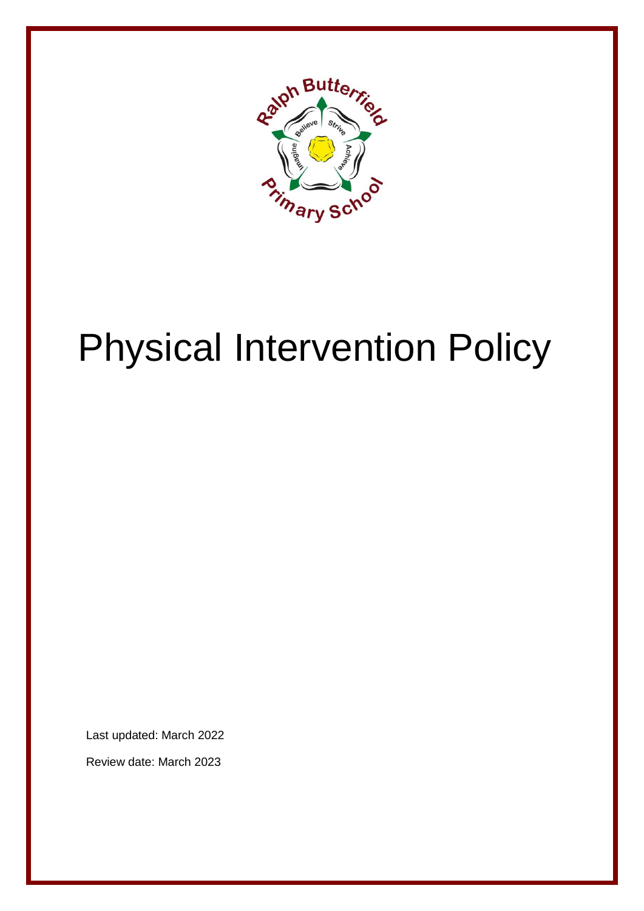# Physical Intervention Policy

Last updated: March 2022

Review date: March 2023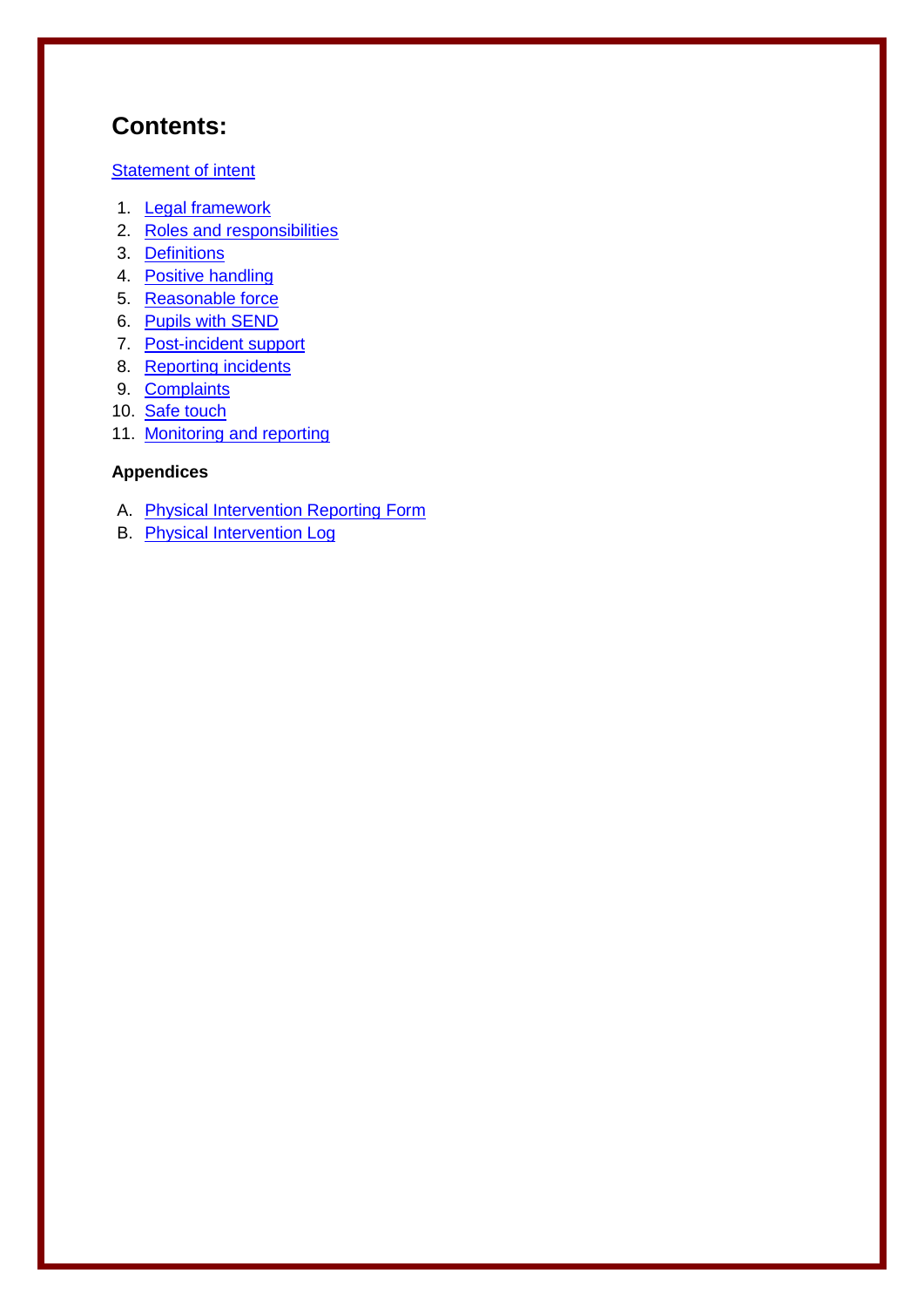# Contents:

Statement of intent

1. Legal framework
2. Roles and responsibilities
3. Definitions
4. Positive handling
5. Reasonable force
6. Pupils with SEND
7. Post-incident support
8. Reporting incidents
9. Complaints
10. Safe touch
11. Monitoring and reporting

**Appendices**

A. Physical Intervention Reporting Form
B. Physical Intervention Log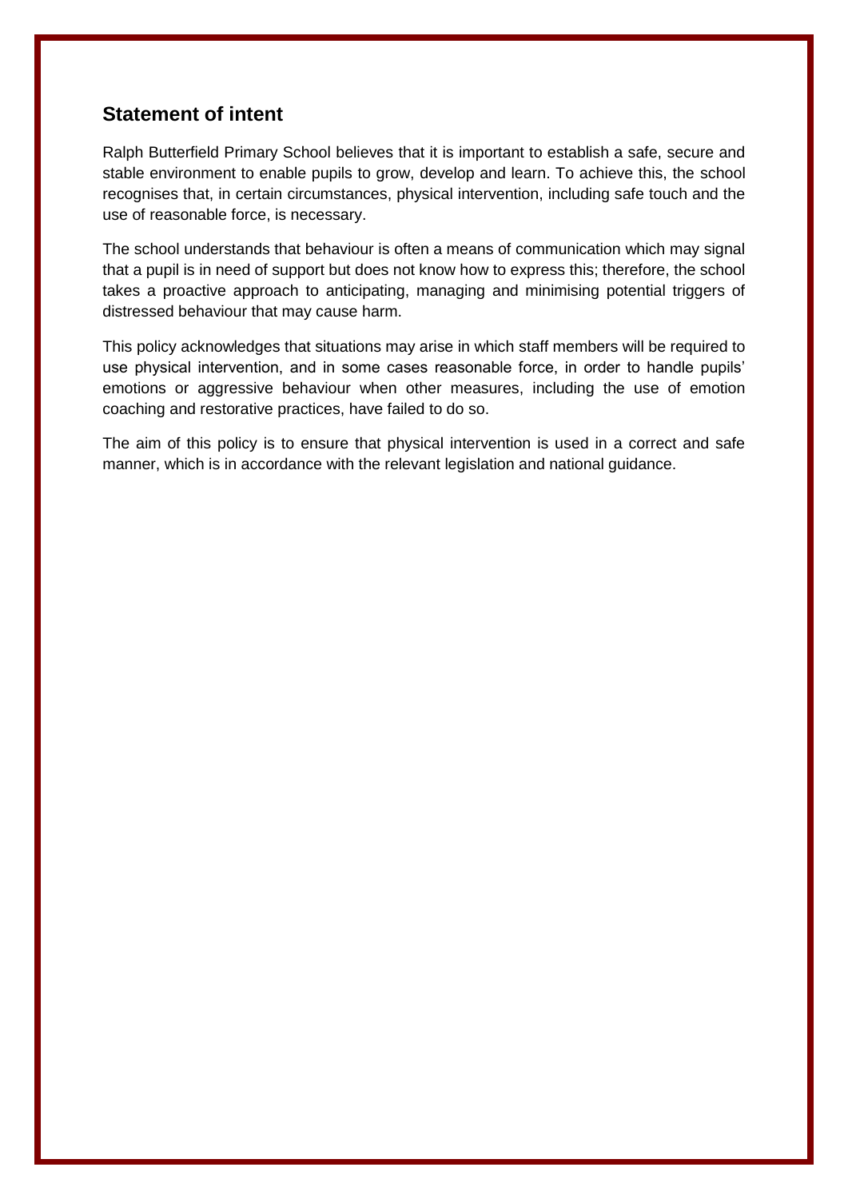## Statement of intent

Ralph Butterfield Primary School believes that it is important to establish a safe, secure and stable environment to enable pupils to grow, develop and learn. To achieve this, the school recognises that, in certain circumstances, physical intervention, including safe touch and the use of reasonable force, is necessary.

The school understands that behaviour is often a means of communication which may signal that a pupil is in need of support but does not know how to express this; therefore, the school takes a proactive approach to anticipating, managing and minimising potential triggers of distressed behaviour that may cause harm.

This policy acknowledges that situations may arise in which staff members will be required to use physical intervention, and in some cases reasonable force, in order to handle pupils' emotions or aggressive behaviour when other measures, including the use of emotion coaching and restorative practices, have failed to do so.

The aim of this policy is to ensure that physical intervention is used in a correct and safe manner, which is in accordance with the relevant legislation and national guidance.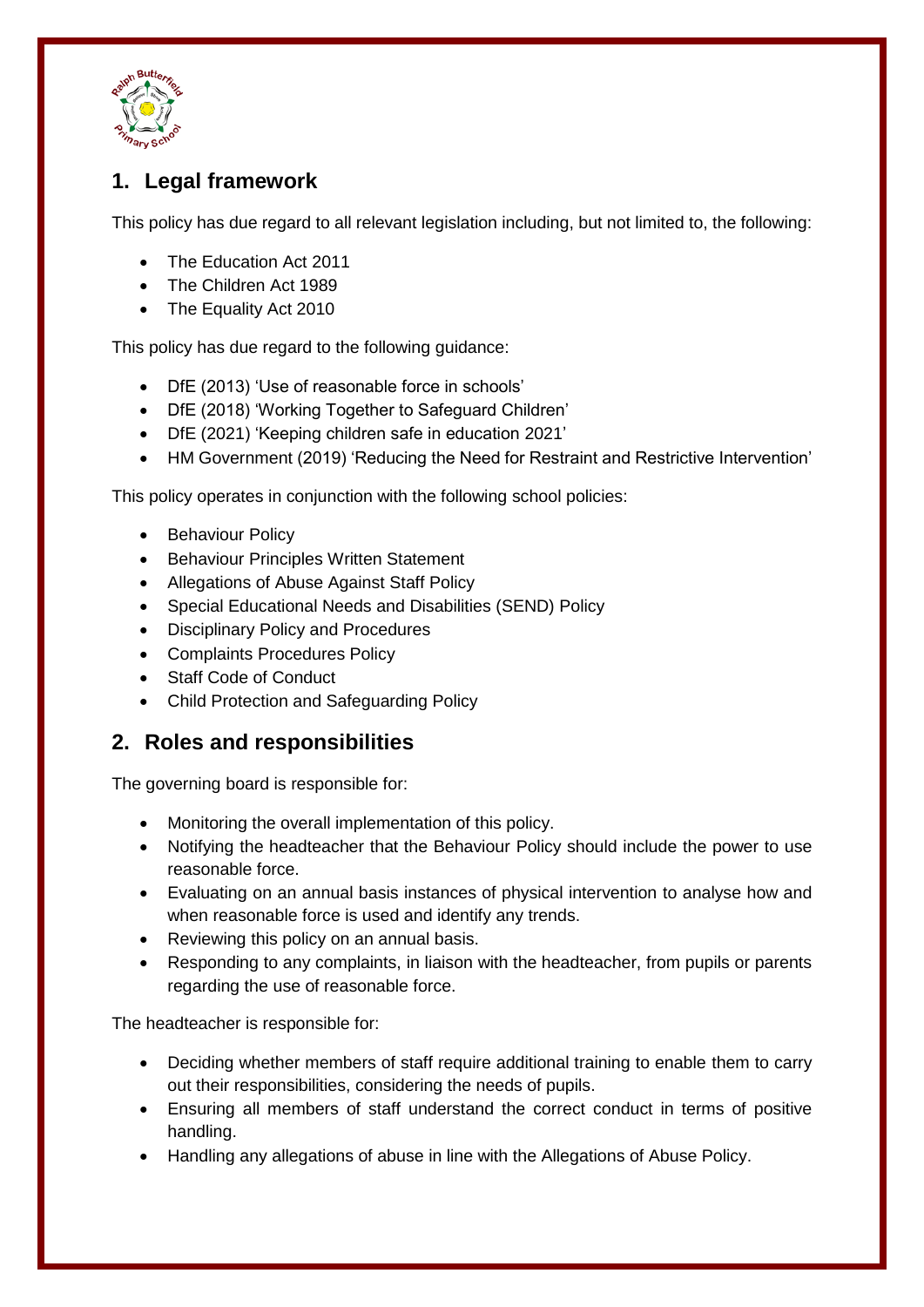## 1. Legal framework

This policy has due regard to all relevant legislation including, but not limited to, the following:

- The Education Act 2011
- The Children Act 1989
- The Equality Act 2010

This policy has due regard to the following guidance:

- DfE (2013) 'Use of reasonable force in schools'
- DfE (2018) 'Working Together to Safeguard Children'
- DfE (2021) 'Keeping children safe in education 2021'
- HM Government (2019) 'Reducing the Need for Restraint and Restrictive Intervention'

This policy operates in conjunction with the following school policies:

- Behaviour Policy
- Behaviour Principles Written Statement
- Allegations of Abuse Against Staff Policy
- Special Educational Needs and Disabilities (SEND) Policy
- Disciplinary Policy and Procedures
- Complaints Procedures Policy
- Staff Code of Conduct
- Child Protection and Safeguarding Policy

## 2. Roles and responsibilities

The governing board is responsible for:

- Monitoring the overall implementation of this policy.
- Notifying the headteacher that the Behaviour Policy should include the power to use reasonable force.
- Evaluating on an annual basis instances of physical intervention to analyse how and when reasonable force is used and identify any trends.
- Reviewing this policy on an annual basis.
- Responding to any complaints, in liaison with the headteacher, from pupils or parents regarding the use of reasonable force.

The headteacher is responsible for:

- Deciding whether members of staff require additional training to enable them to carry out their responsibilities, considering the needs of pupils.
- Ensuring all members of staff understand the correct conduct in terms of positive handling.
- Handling any allegations of abuse in line with the Allegations of Abuse Policy.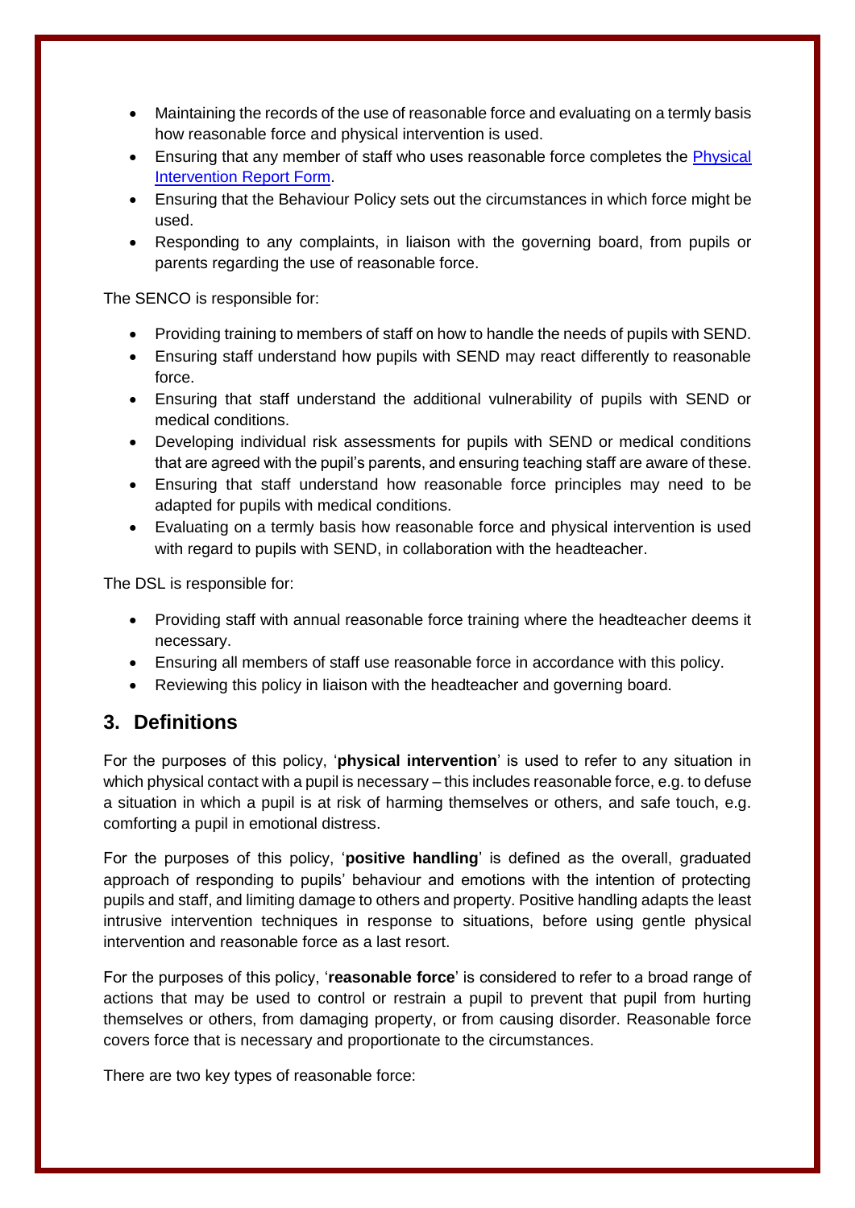- Maintaining the records of the use of reasonable force and evaluating on a termly basis how reasonable force and physical intervention is used.
- Ensuring that any member of staff who uses reasonable force completes the Physical Intervention Report Form.
- Ensuring that the Behaviour Policy sets out the circumstances in which force might be used.
- Responding to any complaints, in liaison with the governing board, from pupils or parents regarding the use of reasonable force.

The SENCO is responsible for:

- Providing training to members of staff on how to handle the needs of pupils with SEND.
- Ensuring staff understand how pupils with SEND may react differently to reasonable force.
- Ensuring that staff understand the additional vulnerability of pupils with SEND or medical conditions.
- Developing individual risk assessments for pupils with SEND or medical conditions that are agreed with the pupil's parents, and ensuring teaching staff are aware of these.
- Ensuring that staff understand how reasonable force principles may need to be adapted for pupils with medical conditions.
- Evaluating on a termly basis how reasonable force and physical intervention is used with regard to pupils with SEND, in collaboration with the headteacher.

The DSL is responsible for:

- Providing staff with annual reasonable force training where the headteacher deems it necessary.
- Ensuring all members of staff use reasonable force in accordance with this policy.
- Reviewing this policy in liaison with the headteacher and governing board.

## 3. Definitions

For the purposes of this policy, '**physical intervention**' is used to refer to any situation in which physical contact with a pupil is necessary – this includes reasonable force, e.g. to defuse a situation in which a pupil is at risk of harming themselves or others, and safe touch, e.g. comforting a pupil in emotional distress.

For the purposes of this policy, '**positive handling**' is defined as the overall, graduated approach of responding to pupils' behaviour and emotions with the intention of protecting pupils and staff, and limiting damage to others and property. Positive handling adapts the least intrusive intervention techniques in response to situations, before using gentle physical intervention and reasonable force as a last resort.

For the purposes of this policy, '**reasonable force**' is considered to refer to a broad range of actions that may be used to control or restrain a pupil to prevent that pupil from hurting themselves or others, from damaging property, or from causing disorder. Reasonable force covers force that is necessary and proportionate to the circumstances.

There are two key types of reasonable force: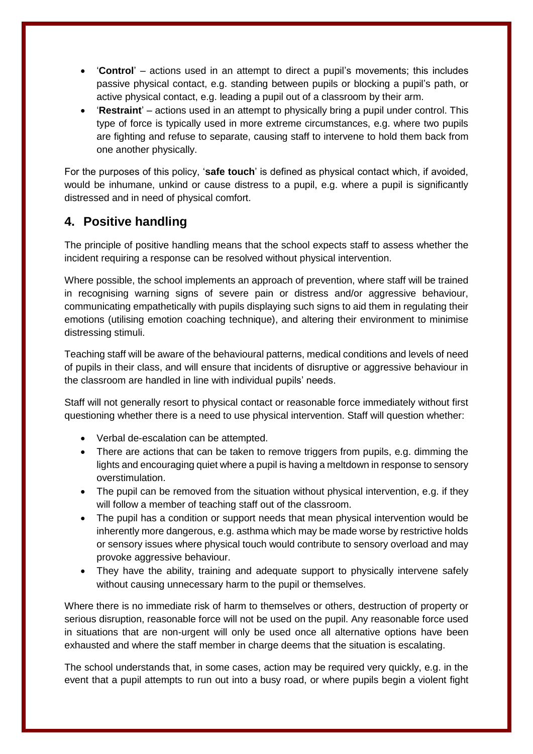- '**Control**' – actions used in an attempt to direct a pupil's movements; this includes passive physical contact, e.g. standing between pupils or blocking a pupil's path, or active physical contact, e.g. leading a pupil out of a classroom by their arm.
- '**Restraint**' – actions used in an attempt to physically bring a pupil under control. This type of force is typically used in more extreme circumstances, e.g. where two pupils are fighting and refuse to separate, causing staff to intervene to hold them back from one another physically.

For the purposes of this policy, '**safe touch**' is defined as physical contact which, if avoided, would be inhumane, unkind or cause distress to a pupil, e.g. where a pupil is significantly distressed and in need of physical comfort.

## 4. Positive handling

The principle of positive handling means that the school expects staff to assess whether the incident requiring a response can be resolved without physical intervention.

Where possible, the school implements an approach of prevention, where staff will be trained in recognising warning signs of severe pain or distress and/or aggressive behaviour, communicating empathetically with pupils displaying such signs to aid them in regulating their emotions (utilising emotion coaching technique), and altering their environment to minimise distressing stimuli.

Teaching staff will be aware of the behavioural patterns, medical conditions and levels of need of pupils in their class, and will ensure that incidents of disruptive or aggressive behaviour in the classroom are handled in line with individual pupils' needs.

Staff will not generally resort to physical contact or reasonable force immediately without first questioning whether there is a need to use physical intervention. Staff will question whether:

- Verbal de-escalation can be attempted.
- There are actions that can be taken to remove triggers from pupils, e.g. dimming the lights and encouraging quiet where a pupil is having a meltdown in response to sensory overstimulation.
- The pupil can be removed from the situation without physical intervention, e.g. if they will follow a member of teaching staff out of the classroom.
- The pupil has a condition or support needs that mean physical intervention would be inherently more dangerous, e.g. asthma which may be made worse by restrictive holds or sensory issues where physical touch would contribute to sensory overload and may provoke aggressive behaviour.
- They have the ability, training and adequate support to physically intervene safely without causing unnecessary harm to the pupil or themselves.

Where there is no immediate risk of harm to themselves or others, destruction of property or serious disruption, reasonable force will not be used on the pupil. Any reasonable force used in situations that are non-urgent will only be used once all alternative options have been exhausted and where the staff member in charge deems that the situation is escalating.

The school understands that, in some cases, action may be required very quickly, e.g. in the event that a pupil attempts to run out into a busy road, or where pupils begin a violent fight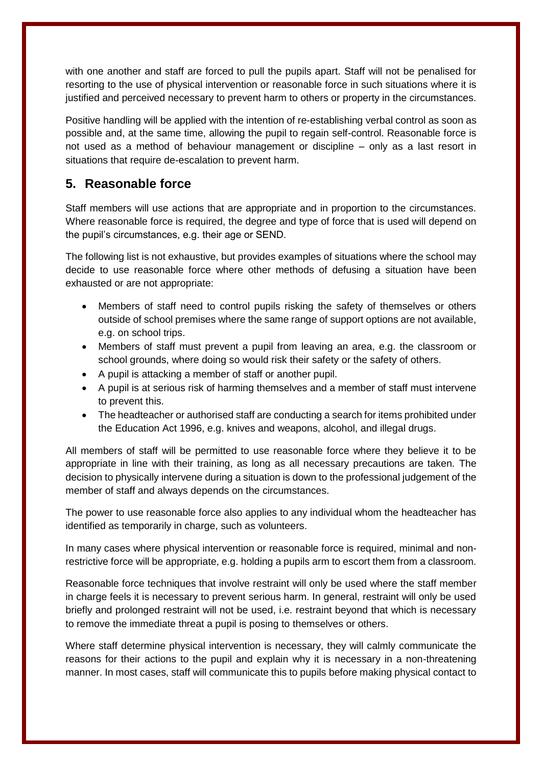with one another and staff are forced to pull the pupils apart. Staff will not be penalised for resorting to the use of physical intervention or reasonable force in such situations where it is justified and perceived necessary to prevent harm to others or property in the circumstances.

Positive handling will be applied with the intention of re-establishing verbal control as soon as possible and, at the same time, allowing the pupil to regain self-control. Reasonable force is not used as a method of behaviour management or discipline – only as a last resort in situations that require de-escalation to prevent harm.

## 5. Reasonable force

Staff members will use actions that are appropriate and in proportion to the circumstances. Where reasonable force is required, the degree and type of force that is used will depend on the pupil's circumstances, e.g. their age or SEND.

The following list is not exhaustive, but provides examples of situations where the school may decide to use reasonable force where other methods of defusing a situation have been exhausted or are not appropriate:

- Members of staff need to control pupils risking the safety of themselves or others outside of school premises where the same range of support options are not available, e.g. on school trips.
- Members of staff must prevent a pupil from leaving an area, e.g. the classroom or school grounds, where doing so would risk their safety or the safety of others.
- A pupil is attacking a member of staff or another pupil.
- A pupil is at serious risk of harming themselves and a member of staff must intervene to prevent this.
- The headteacher or authorised staff are conducting a search for items prohibited under the Education Act 1996, e.g. knives and weapons, alcohol, and illegal drugs.

All members of staff will be permitted to use reasonable force where they believe it to be appropriate in line with their training, as long as all necessary precautions are taken. The decision to physically intervene during a situation is down to the professional judgement of the member of staff and always depends on the circumstances.

The power to use reasonable force also applies to any individual whom the headteacher has identified as temporarily in charge, such as volunteers.

In many cases where physical intervention or reasonable force is required, minimal and non-restrictive force will be appropriate, e.g. holding a pupils arm to escort them from a classroom.

Reasonable force techniques that involve restraint will only be used where the staff member in charge feels it is necessary to prevent serious harm. In general, restraint will only be used briefly and prolonged restraint will not be used, i.e. restraint beyond that which is necessary to remove the immediate threat a pupil is posing to themselves or others.

Where staff determine physical intervention is necessary, they will calmly communicate the reasons for their actions to the pupil and explain why it is necessary in a non-threatening manner. In most cases, staff will communicate this to pupils before making physical contact to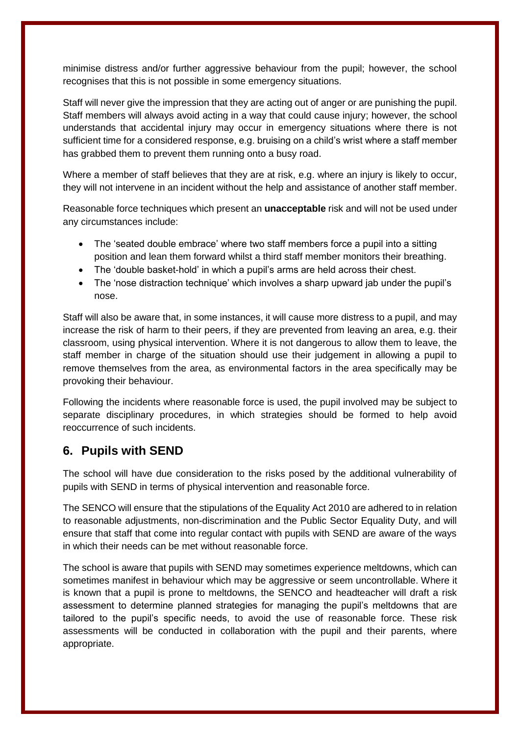minimise distress and/or further aggressive behaviour from the pupil; however, the school recognises that this is not possible in some emergency situations.

Staff will never give the impression that they are acting out of anger or are punishing the pupil. Staff members will always avoid acting in a way that could cause injury; however, the school understands that accidental injury may occur in emergency situations where there is not sufficient time for a considered response, e.g. bruising on a child's wrist where a staff member has grabbed them to prevent them running onto a busy road.

Where a member of staff believes that they are at risk, e.g. where an injury is likely to occur, they will not intervene in an incident without the help and assistance of another staff member.

Reasonable force techniques which present an **unacceptable** risk and will not be used under any circumstances include:

- The 'seated double embrace' where two staff members force a pupil into a sitting position and lean them forward whilst a third staff member monitors their breathing.
- The 'double basket-hold' in which a pupil's arms are held across their chest.
- The 'nose distraction technique' which involves a sharp upward jab under the pupil's nose.

Staff will also be aware that, in some instances, it will cause more distress to a pupil, and may increase the risk of harm to their peers, if they are prevented from leaving an area, e.g. their classroom, using physical intervention. Where it is not dangerous to allow them to leave, the staff member in charge of the situation should use their judgement in allowing a pupil to remove themselves from the area, as environmental factors in the area specifically may be provoking their behaviour.

Following the incidents where reasonable force is used, the pupil involved may be subject to separate disciplinary procedures, in which strategies should be formed to help avoid reoccurrence of such incidents.

## 6. Pupils with SEND

The school will have due consideration to the risks posed by the additional vulnerability of pupils with SEND in terms of physical intervention and reasonable force.

The SENCO will ensure that the stipulations of the Equality Act 2010 are adhered to in relation to reasonable adjustments, non-discrimination and the Public Sector Equality Duty, and will ensure that staff that come into regular contact with pupils with SEND are aware of the ways in which their needs can be met without reasonable force.

The school is aware that pupils with SEND may sometimes experience meltdowns, which can sometimes manifest in behaviour which may be aggressive or seem uncontrollable. Where it is known that a pupil is prone to meltdowns, the SENCO and headteacher will draft a risk assessment to determine planned strategies for managing the pupil's meltdowns that are tailored to the pupil's specific needs, to avoid the use of reasonable force. These risk assessments will be conducted in collaboration with the pupil and their parents, where appropriate.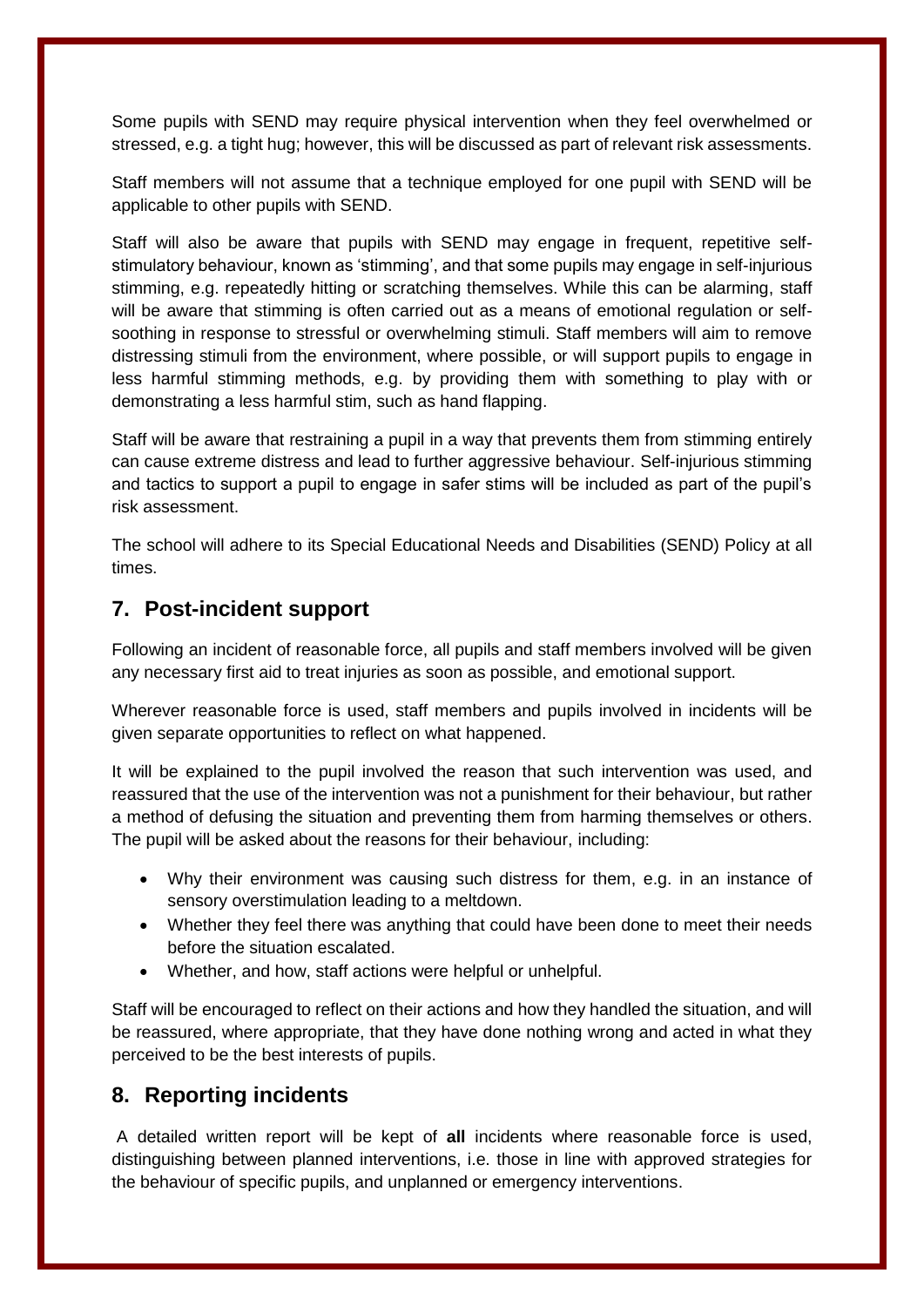Some pupils with SEND may require physical intervention when they feel overwhelmed or stressed, e.g. a tight hug; however, this will be discussed as part of relevant risk assessments.

Staff members will not assume that a technique employed for one pupil with SEND will be applicable to other pupils with SEND.

Staff will also be aware that pupils with SEND may engage in frequent, repetitive self-stimulatory behaviour, known as 'stimming', and that some pupils may engage in self-injurious stimming, e.g. repeatedly hitting or scratching themselves. While this can be alarming, staff will be aware that stimming is often carried out as a means of emotional regulation or self-soothing in response to stressful or overwhelming stimuli. Staff members will aim to remove distressing stimuli from the environment, where possible, or will support pupils to engage in less harmful stimming methods, e.g. by providing them with something to play with or demonstrating a less harmful stim, such as hand flapping.

Staff will be aware that restraining a pupil in a way that prevents them from stimming entirely can cause extreme distress and lead to further aggressive behaviour. Self-injurious stimming and tactics to support a pupil to engage in safer stims will be included as part of the pupil's risk assessment.

The school will adhere to its Special Educational Needs and Disabilities (SEND) Policy at all times.

## 7. Post-incident support

Following an incident of reasonable force, all pupils and staff members involved will be given any necessary first aid to treat injuries as soon as possible, and emotional support.

Wherever reasonable force is used, staff members and pupils involved in incidents will be given separate opportunities to reflect on what happened.

It will be explained to the pupil involved the reason that such intervention was used, and reassured that the use of the intervention was not a punishment for their behaviour, but rather a method of defusing the situation and preventing them from harming themselves or others. The pupil will be asked about the reasons for their behaviour, including:

- Why their environment was causing such distress for them, e.g. in an instance of sensory overstimulation leading to a meltdown.
- Whether they feel there was anything that could have been done to meet their needs before the situation escalated.
- Whether, and how, staff actions were helpful or unhelpful.

Staff will be encouraged to reflect on their actions and how they handled the situation, and will be reassured, where appropriate, that they have done nothing wrong and acted in what they perceived to be the best interests of pupils.

## 8. Reporting incidents

A detailed written report will be kept of **all** incidents where reasonable force is used, distinguishing between planned interventions, i.e. those in line with approved strategies for the behaviour of specific pupils, and unplanned or emergency interventions.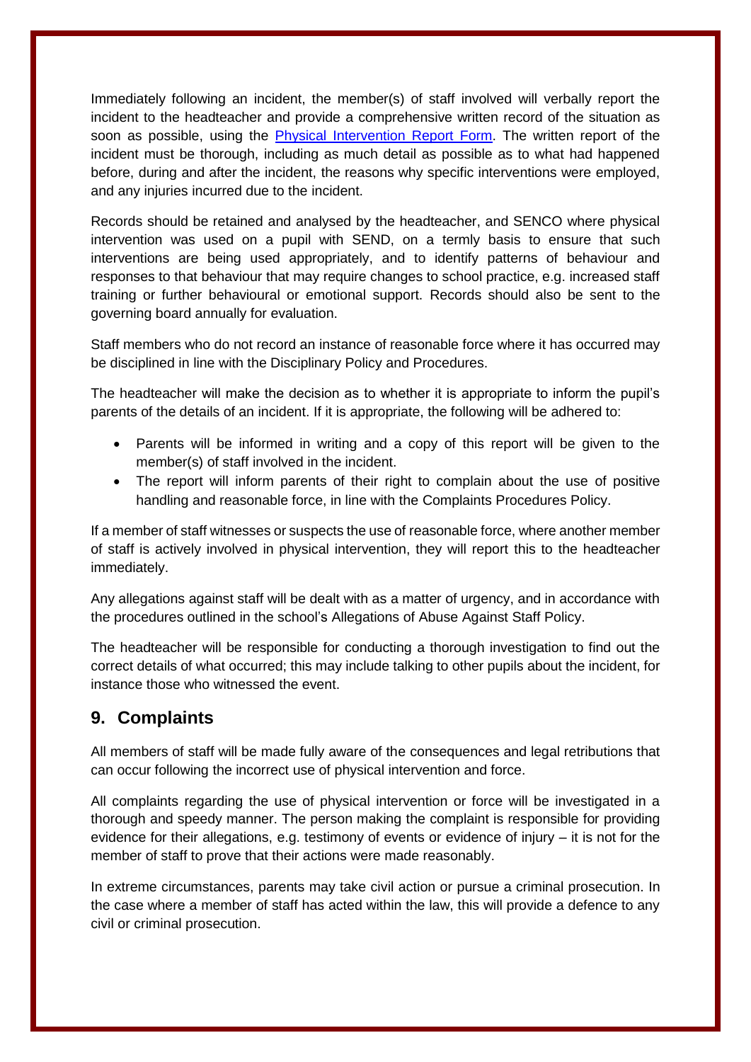Immediately following an incident, the member(s) of staff involved will verbally report the incident to the headteacher and provide a comprehensive written record of the situation as soon as possible, using the Physical Intervention Report Form. The written report of the incident must be thorough, including as much detail as possible as to what had happened before, during and after the incident, the reasons why specific interventions were employed, and any injuries incurred due to the incident.

Records should be retained and analysed by the headteacher, and SENCO where physical intervention was used on a pupil with SEND, on a termly basis to ensure that such interventions are being used appropriately, and to identify patterns of behaviour and responses to that behaviour that may require changes to school practice, e.g. increased staff training or further behavioural or emotional support. Records should also be sent to the governing board annually for evaluation.

Staff members who do not record an instance of reasonable force where it has occurred may be disciplined in line with the Disciplinary Policy and Procedures.

The headteacher will make the decision as to whether it is appropriate to inform the pupil's parents of the details of an incident. If it is appropriate, the following will be adhered to:

- Parents will be informed in writing and a copy of this report will be given to the member(s) of staff involved in the incident.
- The report will inform parents of their right to complain about the use of positive handling and reasonable force, in line with the Complaints Procedures Policy.

If a member of staff witnesses or suspects the use of reasonable force, where another member of staff is actively involved in physical intervention, they will report this to the headteacher immediately.

Any allegations against staff will be dealt with as a matter of urgency, and in accordance with the procedures outlined in the school's Allegations of Abuse Against Staff Policy.

The headteacher will be responsible for conducting a thorough investigation to find out the correct details of what occurred; this may include talking to other pupils about the incident, for instance those who witnessed the event.

## 9. Complaints

All members of staff will be made fully aware of the consequences and legal retributions that can occur following the incorrect use of physical intervention and force.

All complaints regarding the use of physical intervention or force will be investigated in a thorough and speedy manner. The person making the complaint is responsible for providing evidence for their allegations, e.g. testimony of events or evidence of injury – it is not for the member of staff to prove that their actions were made reasonably.

In extreme circumstances, parents may take civil action or pursue a criminal prosecution. In the case where a member of staff has acted within the law, this will provide a defence to any civil or criminal prosecution.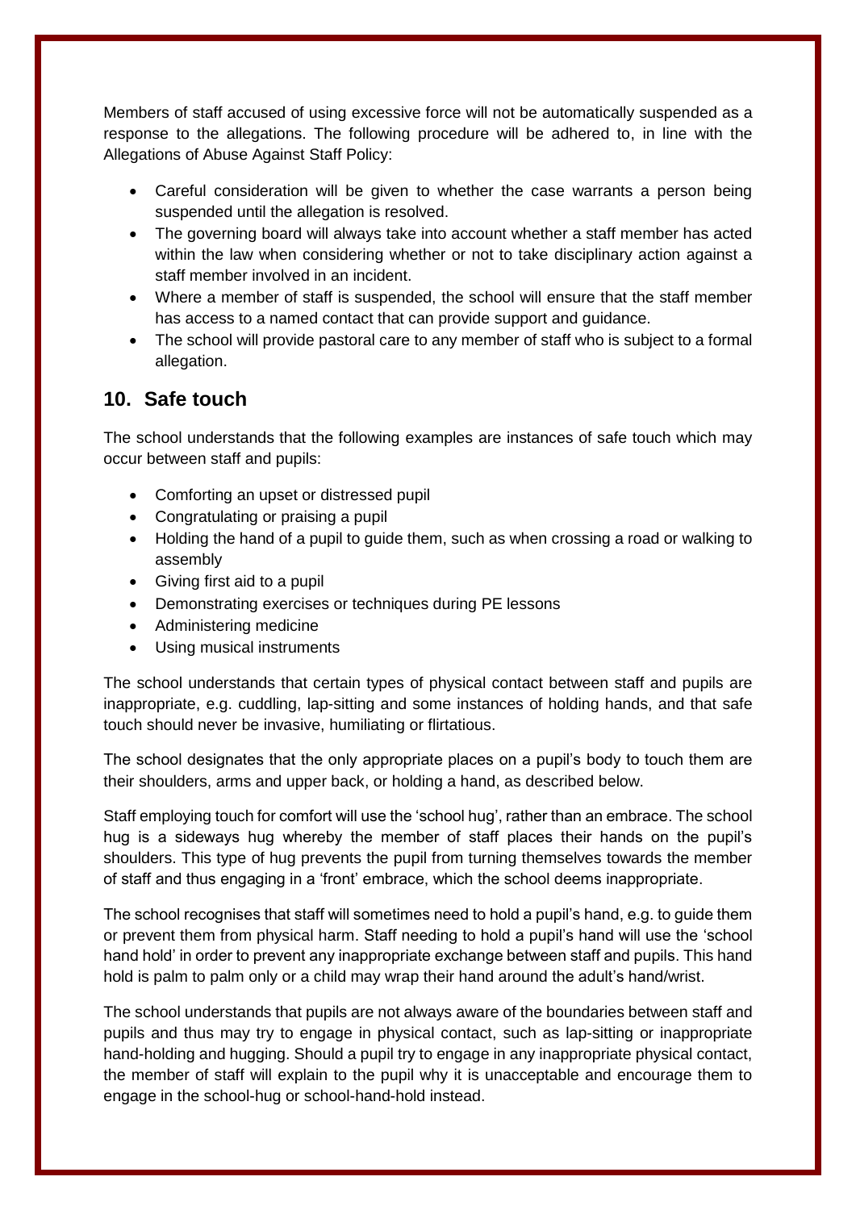Members of staff accused of using excessive force will not be automatically suspended as a response to the allegations. The following procedure will be adhered to, in line with the Allegations of Abuse Against Staff Policy:

- Careful consideration will be given to whether the case warrants a person being suspended until the allegation is resolved.
- The governing board will always take into account whether a staff member has acted within the law when considering whether or not to take disciplinary action against a staff member involved in an incident.
- Where a member of staff is suspended, the school will ensure that the staff member has access to a named contact that can provide support and guidance.
- The school will provide pastoral care to any member of staff who is subject to a formal allegation.

## 10. Safe touch

The school understands that the following examples are instances of safe touch which may occur between staff and pupils:

- Comforting an upset or distressed pupil
- Congratulating or praising a pupil
- Holding the hand of a pupil to guide them, such as when crossing a road or walking to assembly
- Giving first aid to a pupil
- Demonstrating exercises or techniques during PE lessons
- Administering medicine
- Using musical instruments

The school understands that certain types of physical contact between staff and pupils are inappropriate, e.g. cuddling, lap-sitting and some instances of holding hands, and that safe touch should never be invasive, humiliating or flirtatious.

The school designates that the only appropriate places on a pupil's body to touch them are their shoulders, arms and upper back, or holding a hand, as described below.

Staff employing touch for comfort will use the 'school hug', rather than an embrace. The school hug is a sideways hug whereby the member of staff places their hands on the pupil's shoulders. This type of hug prevents the pupil from turning themselves towards the member of staff and thus engaging in a 'front' embrace, which the school deems inappropriate.

The school recognises that staff will sometimes need to hold a pupil's hand, e.g. to guide them or prevent them from physical harm. Staff needing to hold a pupil's hand will use the 'school hand hold' in order to prevent any inappropriate exchange between staff and pupils. This hand hold is palm to palm only or a child may wrap their hand around the adult's hand/wrist.

The school understands that pupils are not always aware of the boundaries between staff and pupils and thus may try to engage in physical contact, such as lap-sitting or inappropriate hand-holding and hugging. Should a pupil try to engage in any inappropriate physical contact, the member of staff will explain to the pupil why it is unacceptable and encourage them to engage in the school-hug or school-hand-hold instead.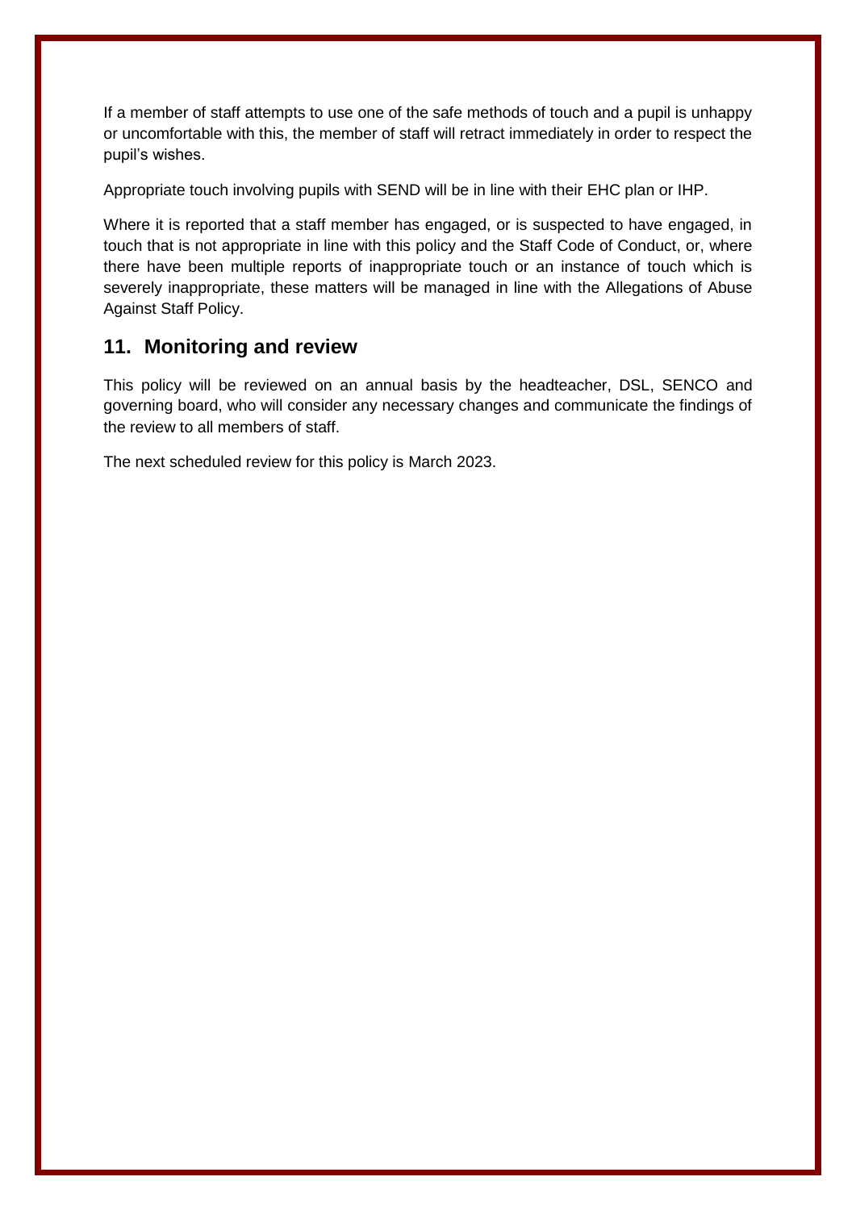If a member of staff attempts to use one of the safe methods of touch and a pupil is unhappy or uncomfortable with this, the member of staff will retract immediately in order to respect the pupil's wishes.

Appropriate touch involving pupils with SEND will be in line with their EHC plan or IHP.

Where it is reported that a staff member has engaged, or is suspected to have engaged, in touch that is not appropriate in line with this policy and the Staff Code of Conduct, or, where there have been multiple reports of inappropriate touch or an instance of touch which is severely inappropriate, these matters will be managed in line with the Allegations of Abuse Against Staff Policy.

## 11. Monitoring and review

This policy will be reviewed on an annual basis by the headteacher, DSL, SENCO and governing board, who will consider any necessary changes and communicate the findings of the review to all members of staff.

The next scheduled review for this policy is March 2023.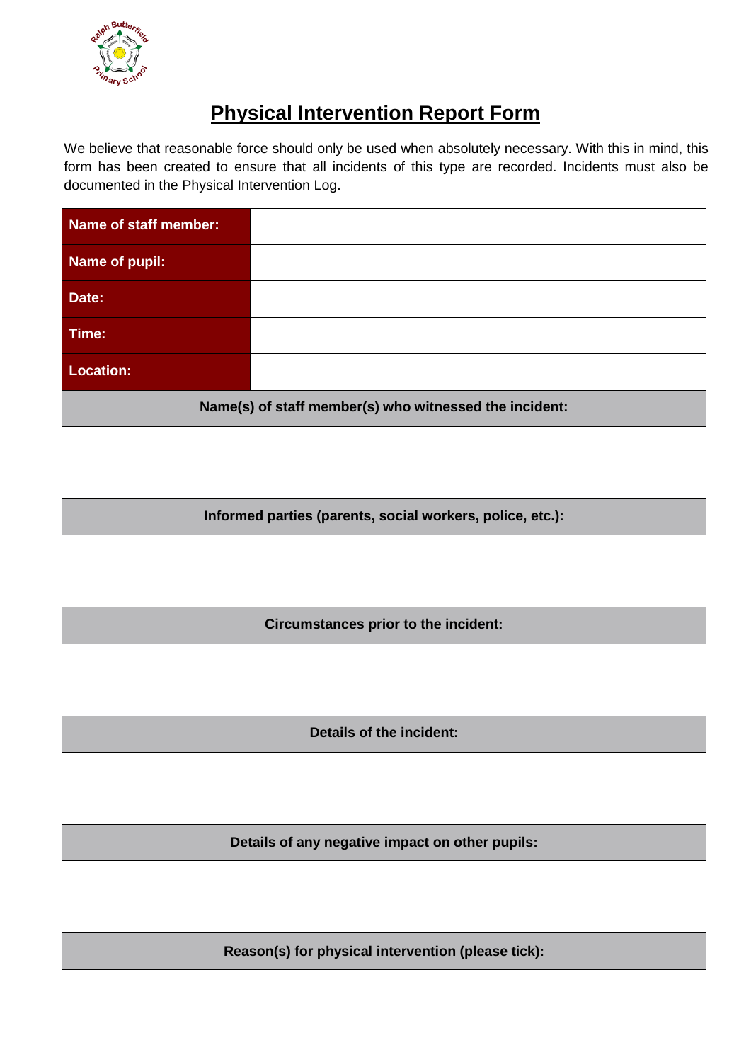# Physical Intervention Report Form

We believe that reasonable force should only be used when absolutely necessary. With this in mind, this form has been created to ensure that all incidents of this type are recorded. Incidents must also be documented in the Physical Intervention Log.

| | |
|---|---|
| **Name of staff member:** | |
| **Name of pupil:** | |
| **Date:** | |
| **Time:** | |
| **Location:** | |

| **Name(s) of staff member(s) who witnessed the incident:** |
|---|
| |

| **Informed parties (parents, social workers, police, etc.):** |
|---|
| |

| **Circumstances prior to the incident:** |
|---|
| |

| **Details of the incident:** |
|---|
| |

| **Details of any negative impact on other pupils:** |
|---|
| |

| **Reason(s) for physical intervention (please tick):** |
|---|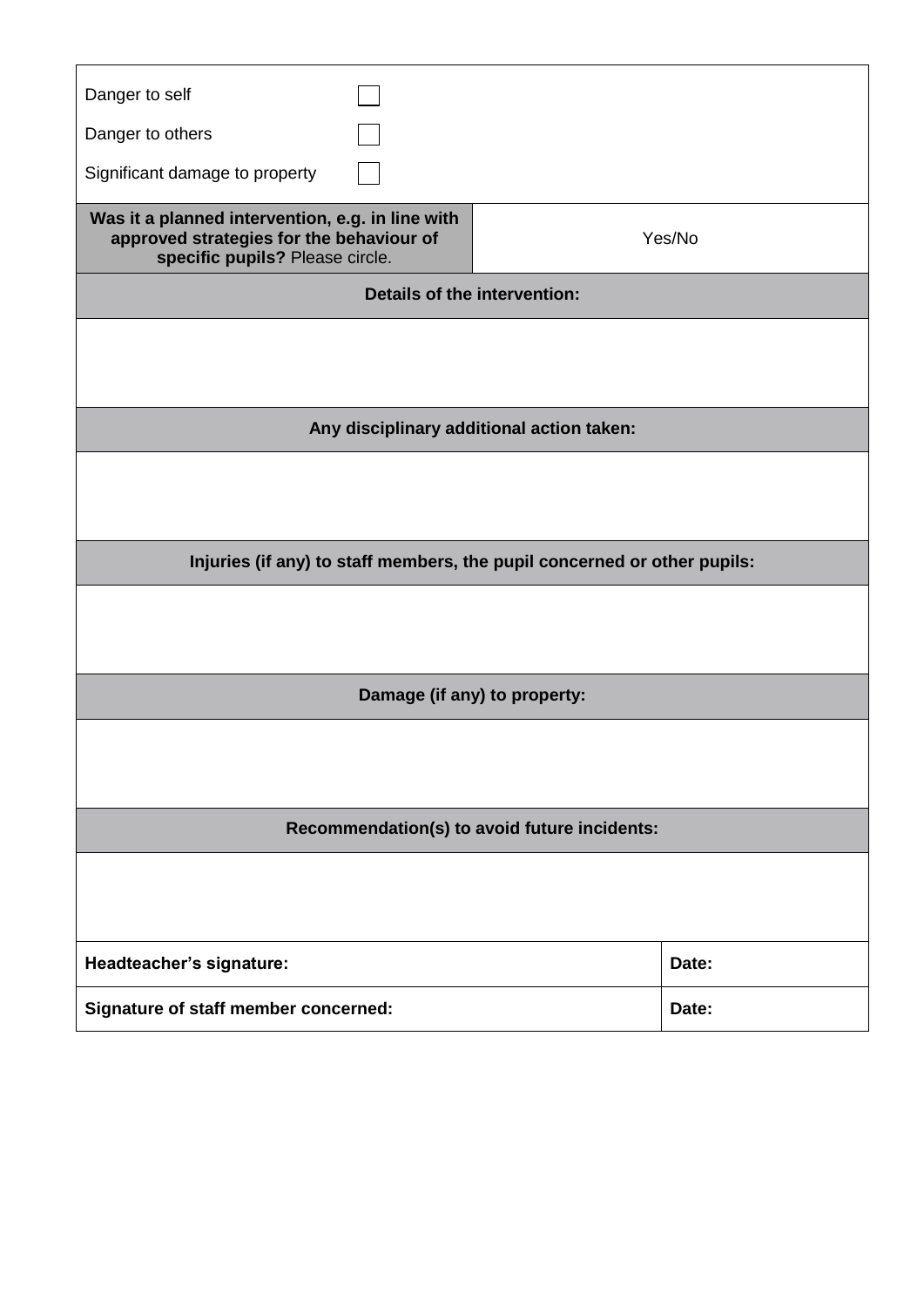| | |
|---|---|
| Danger to self ☐<br>Danger to others ☐<br>Significant damage to property ☐ | |
| **Was it a planned intervention, e.g. in line with approved strategies for the behaviour of specific pupils?** Please circle. | Yes/No |

| |
|---|
| **Details of the intervention:** |
| |
| **Any disciplinary additional action taken:** |
| |
| **Injuries (if any) to staff members, the pupil concerned or other pupils:** |
| |
| **Damage (if any) to property:** |
| |
| **Recommendation(s) to avoid future incidents:** |
| |

| | |
|---|---|
| **Headteacher's signature:** | **Date:** |
| **Signature of staff member concerned:** | **Date:** |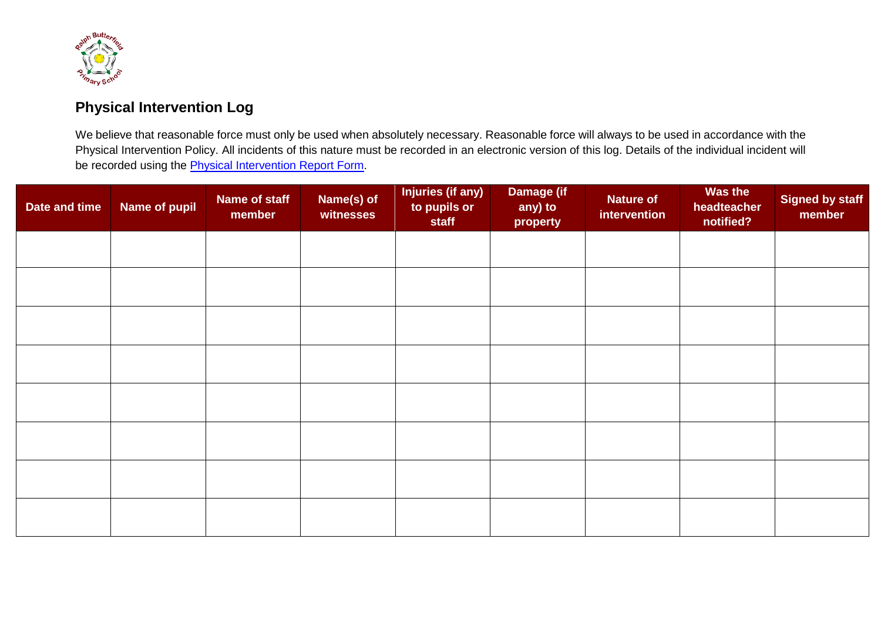## Physical Intervention Log

We believe that reasonable force must only be used when absolutely necessary. Reasonable force will always to be used in accordance with the Physical Intervention Policy. All incidents of this nature must be recorded in an electronic version of this log. Details of the individual incident will be recorded using the Physical Intervention Report Form.

| Date and time | Name of pupil | Name of staff member | Name(s) of witnesses | Injuries (if any) to pupils or staff | Damage (if any) to property | Nature of intervention | Was the headteacher notified? | Signed by staff member |
|---|---|---|---|---|---|---|---|---|
| | | | | | | | | |
| | | | | | | | | |
| | | | | | | | | |
| | | | | | | | | |
| | | | | | | | | |
| | | | | | | | | |
| | | | | | | | | |
| | | | | | | | | |